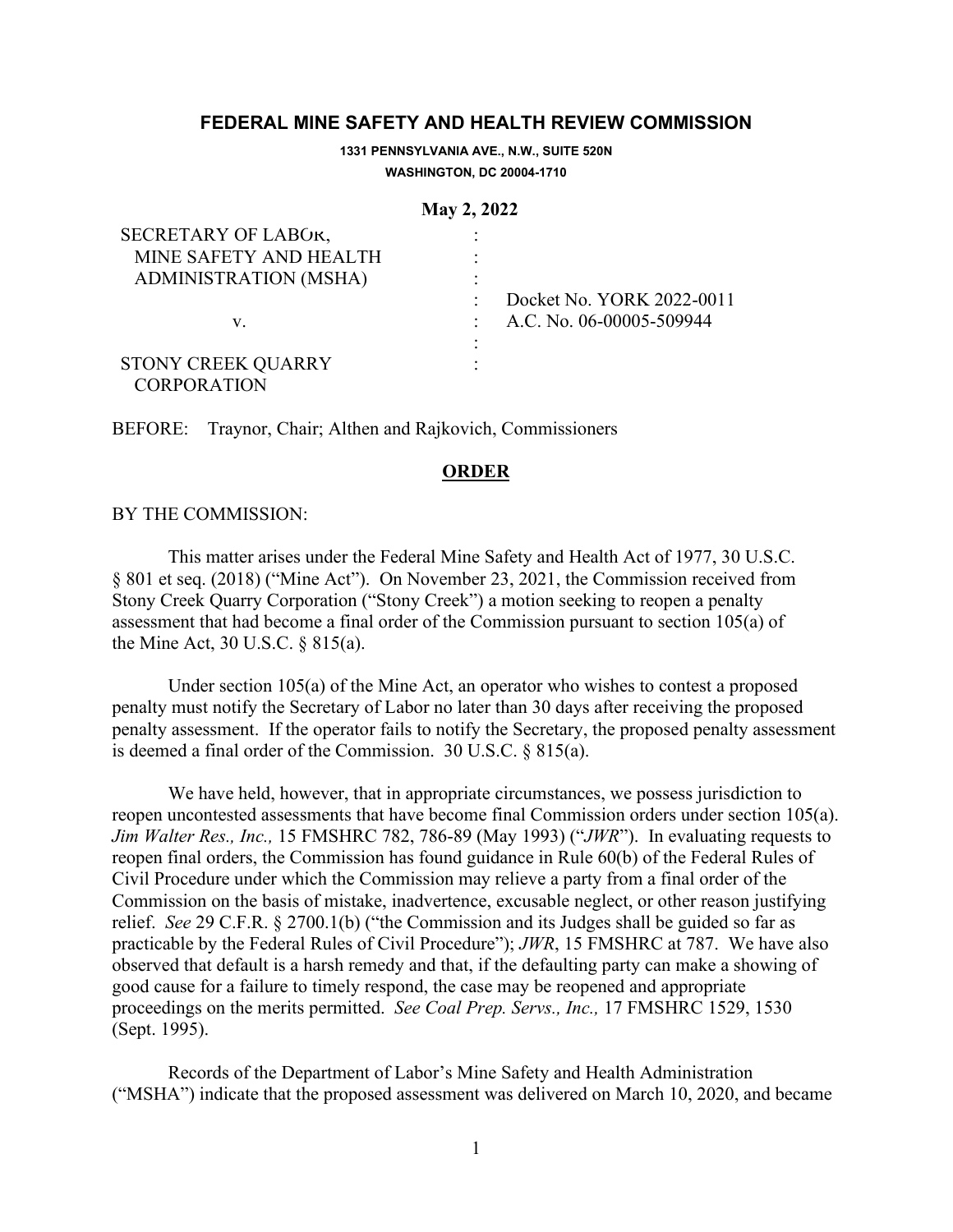## FEDERAL MINE SAFETY AND HEALTH REVIEW COMMISSION

**1331 PENNSYLVANIA AVE., N.W., SUITE 520N**
**WASHINGTON, DC 20004-1710**

**May 2, 2022**

| | | |
|---|---|---|
| SECRETARY OF LABOR, | : | |
| MINE SAFETY AND HEALTH | : | |
| ADMINISTRATION (MSHA) | : | |
| | : | Docket No. YORK 2022-0011 |
| v. | : | A.C. No. 06-00005-509944 |
| | : | |
| STONY CREEK QUARRY CORPORATION | : | |

BEFORE: Traynor, Chair; Althen and Rajkovich, Commissioners

**ORDER**

BY THE COMMISSION:

This matter arises under the Federal Mine Safety and Health Act of 1977, 30 U.S.C. § 801 et seq. (2018) ("Mine Act"). On November 23, 2021, the Commission received from Stony Creek Quarry Corporation ("Stony Creek") a motion seeking to reopen a penalty assessment that had become a final order of the Commission pursuant to section 105(a) of the Mine Act, 30 U.S.C. § 815(a).

Under section 105(a) of the Mine Act, an operator who wishes to contest a proposed penalty must notify the Secretary of Labor no later than 30 days after receiving the proposed penalty assessment. If the operator fails to notify the Secretary, the proposed penalty assessment is deemed a final order of the Commission. 30 U.S.C. § 815(a).

We have held, however, that in appropriate circumstances, we possess jurisdiction to reopen uncontested assessments that have become final Commission orders under section 105(a). *Jim Walter Res., Inc.,* 15 FMSHRC 782, 786-89 (May 1993) ("*JWR*"). In evaluating requests to reopen final orders, the Commission has found guidance in Rule 60(b) of the Federal Rules of Civil Procedure under which the Commission may relieve a party from a final order of the Commission on the basis of mistake, inadvertence, excusable neglect, or other reason justifying relief. *See* 29 C.F.R. § 2700.1(b) ("the Commission and its Judges shall be guided so far as practicable by the Federal Rules of Civil Procedure"); *JWR*, 15 FMSHRC at 787. We have also observed that default is a harsh remedy and that, if the defaulting party can make a showing of good cause for a failure to timely respond, the case may be reopened and appropriate proceedings on the merits permitted. *See Coal Prep. Servs., Inc.,* 17 FMSHRC 1529, 1530 (Sept. 1995).

Records of the Department of Labor's Mine Safety and Health Administration ("MSHA") indicate that the proposed assessment was delivered on March 10, 2020, and became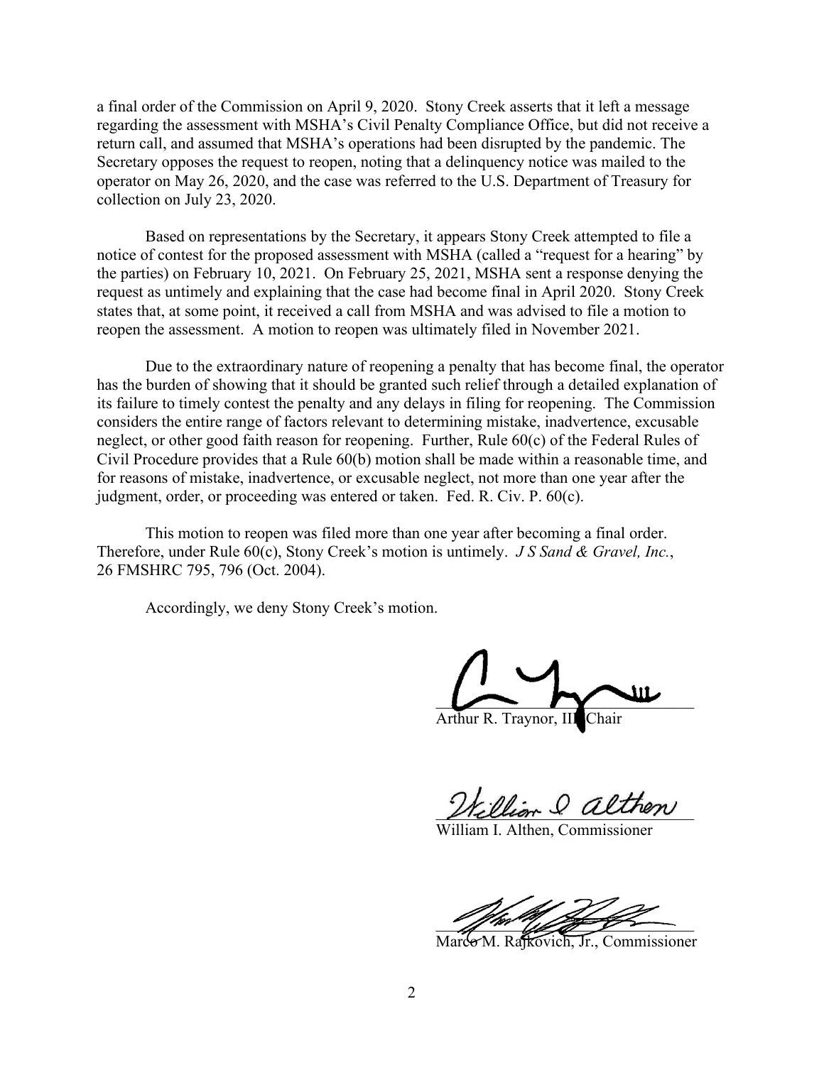a final order of the Commission on April 9, 2020. Stony Creek asserts that it left a message regarding the assessment with MSHA's Civil Penalty Compliance Office, but did not receive a return call, and assumed that MSHA's operations had been disrupted by the pandemic. The Secretary opposes the request to reopen, noting that a delinquency notice was mailed to the operator on May 26, 2020, and the case was referred to the U.S. Department of Treasury for collection on July 23, 2020.

Based on representations by the Secretary, it appears Stony Creek attempted to file a notice of contest for the proposed assessment with MSHA (called a "request for a hearing" by the parties) on February 10, 2021. On February 25, 2021, MSHA sent a response denying the request as untimely and explaining that the case had become final in April 2020. Stony Creek states that, at some point, it received a call from MSHA and was advised to file a motion to reopen the assessment. A motion to reopen was ultimately filed in November 2021.

Due to the extraordinary nature of reopening a penalty that has become final, the operator has the burden of showing that it should be granted such relief through a detailed explanation of its failure to timely contest the penalty and any delays in filing for reopening. The Commission considers the entire range of factors relevant to determining mistake, inadvertence, excusable neglect, or other good faith reason for reopening. Further, Rule 60(c) of the Federal Rules of Civil Procedure provides that a Rule 60(b) motion shall be made within a reasonable time, and for reasons of mistake, inadvertence, or excusable neglect, not more than one year after the judgment, order, or proceeding was entered or taken. Fed. R. Civ. P. 60(c).

This motion to reopen was filed more than one year after becoming a final order. Therefore, under Rule 60(c), Stony Creek's motion is untimely. *J S Sand & Gravel, Inc.*, 26 FMSHRC 795, 796 (Oct. 2004).

Accordingly, we deny Stony Creek's motion.

Arthur R. Traynor, III, Chair

William I. Althen, Commissioner

Marco M. Rajkovich, Jr., Commissioner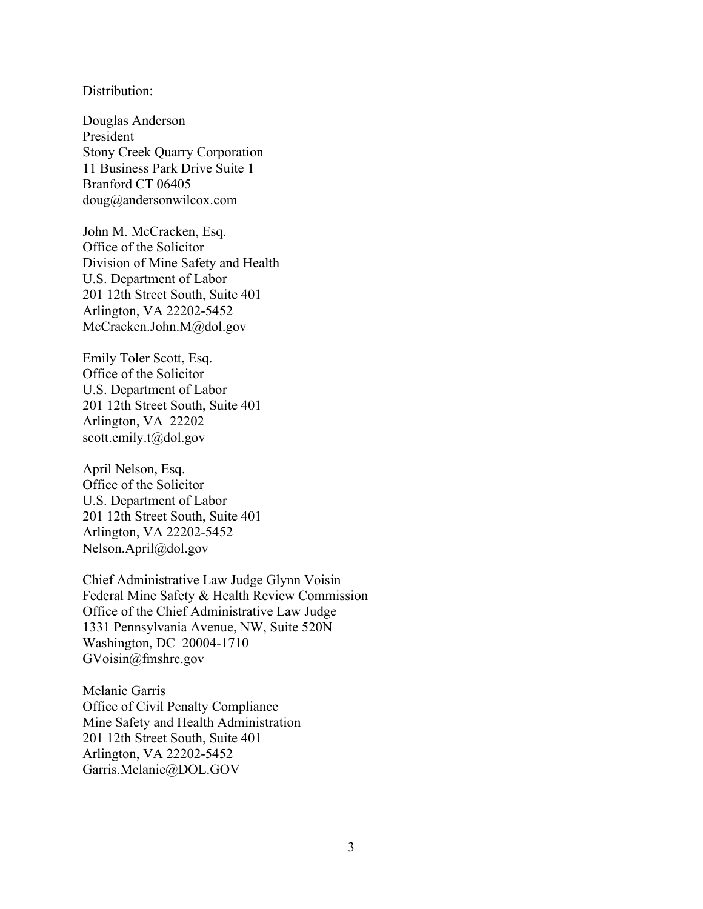Distribution:

Douglas Anderson  
President  
Stony Creek Quarry Corporation  
11 Business Park Drive Suite 1  
Branford CT 06405  
doug@andersonwilcox.com

John M. McCracken, Esq.  
Office of the Solicitor  
Division of Mine Safety and Health  
U.S. Department of Labor  
201 12th Street South, Suite 401  
Arlington, VA 22202-5452  
McCracken.John.M@dol.gov

Emily Toler Scott, Esq.  
Office of the Solicitor  
U.S. Department of Labor  
201 12th Street South, Suite 401  
Arlington, VA 22202  
scott.emily.t@dol.gov

April Nelson, Esq.  
Office of the Solicitor  
U.S. Department of Labor  
201 12th Street South, Suite 401  
Arlington, VA 22202-5452  
Nelson.April@dol.gov

Chief Administrative Law Judge Glynn Voisin  
Federal Mine Safety & Health Review Commission  
Office of the Chief Administrative Law Judge  
1331 Pennsylvania Avenue, NW, Suite 520N  
Washington, DC 20004-1710  
GVoisin@fmshrc.gov

Melanie Garris  
Office of Civil Penalty Compliance  
Mine Safety and Health Administration  
201 12th Street South, Suite 401  
Arlington, VA 22202-5452  
Garris.Melanie@DOL.GOV